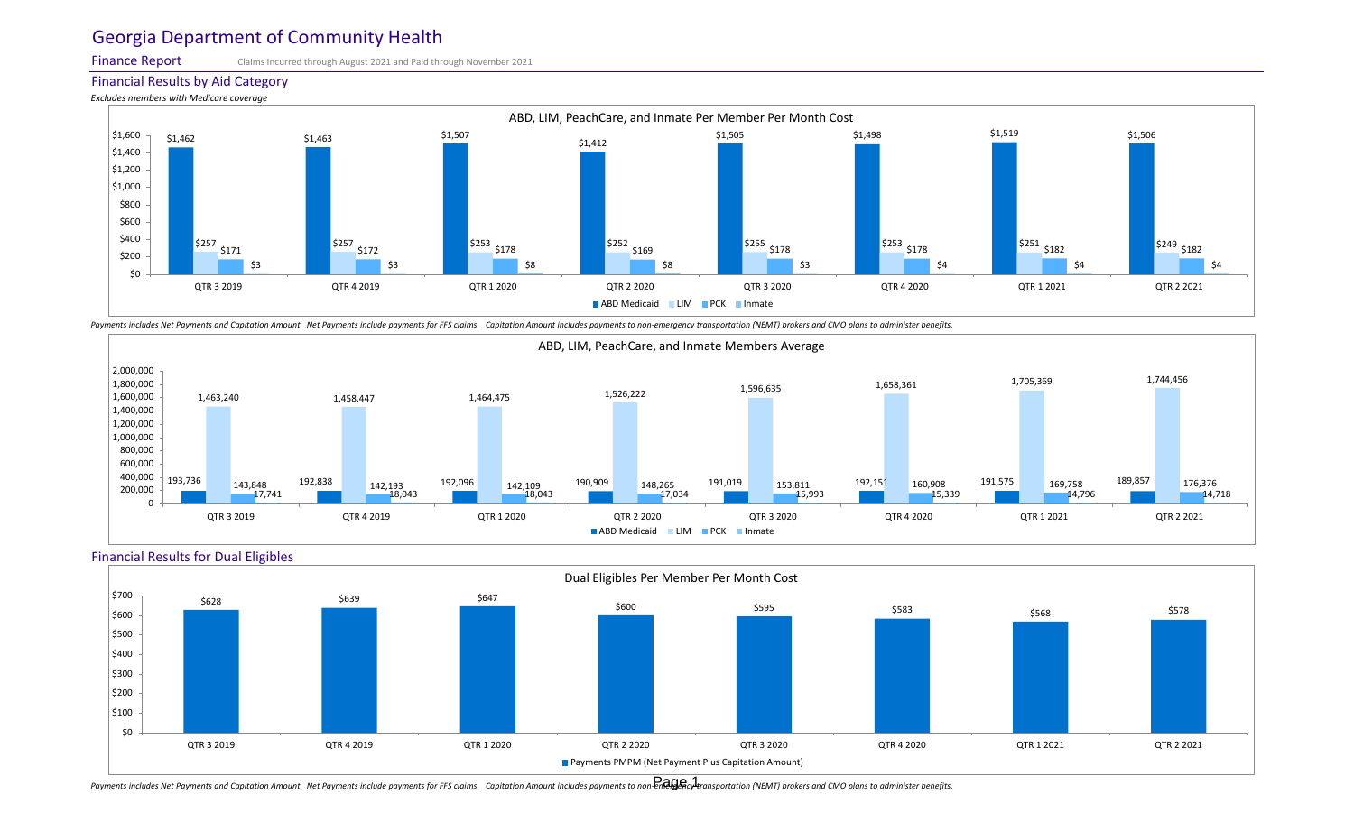# Georgia Department of Community Health

**Finance Report** Claims Incurred through August 2021 and Paid through November 2021

## Financial Results by Aid Category

*Excludes members with Medicare coverage*

**ABD, LIM, PeachCare, and Inmate Per Member Per Month Cost**

| | QTR 3 2019 | QTR 4 2019 | QTR 1 2020 | QTR 2 2020 | QTR 3 2020 | QTR 4 2020 | QTR 1 2021 | QTR 2 2021 |
|---|---|---|---|---|---|---|---|---|
| ABD Medicaid | $1,462 | $1,463 | $1,507 | $1,412 | $1,505 | $1,498 | $1,519 | $1,506 |
| LIM | $257 | $257 | $253 | $252 | $255 | $253 | $251 | $249 |
| PCK | $171 | $172 | $178 | $169 | $178 | $178 | $182 | $182 |
| Inmate | $3 | $3 | $8 | $8 | $3 | $4 | $4 | $4 |

*Payments includes Net Payments and Capitation Amount. Net Payments include payments for FFS claims. Capitation Amount includes payments to non-emergency transportation (NEMT) brokers and CMO plans to administer benefits.*

**ABD, LIM, PeachCare, and Inmate Members Average**

| | QTR 3 2019 | QTR 4 2019 | QTR 1 2020 | QTR 2 2020 | QTR 3 2020 | QTR 4 2020 | QTR 1 2021 | QTR 2 2021 |
|---|---|---|---|---|---|---|---|---|
| ABD Medicaid | 193,736 | 192,838 | 192,096 | 190,909 | 191,019 | 192,151 | 191,575 | 189,857 |
| LIM | 1,463,240 | 1,458,447 | 1,464,475 | 1,526,222 | 1,596,635 | 1,658,361 | 1,705,369 | 1,744,456 |
| PCK | 143,848 | 142,193 | 142,109 | 148,265 | 153,811 | 160,908 | 169,758 | 176,376 |
| Inmate | 17,741 | 18,043 | 18,043 | 17,034 | 15,993 | 15,339 | 14,796 | 14,718 |

## Financial Results for Dual Eligibles

**Dual Eligibles Per Member Per Month Cost**

| | QTR 3 2019 | QTR 4 2019 | QTR 1 2020 | QTR 2 2020 | QTR 3 2020 | QTR 4 2020 | QTR 1 2021 | QTR 2 2021 |
|---|---|---|---|---|---|---|---|---|
| Payments PMPM (Net Payment Plus Capitation Amount) | $628 | $639 | $647 | $600 | $595 | $583 | $568 | $578 |

*Payments includes Net Payments and Capitation Amount. Net Payments include payments for FFS claims. Capitation Amount includes payments to non-emergency transportation (NEMT) brokers and CMO plans to administer benefits.*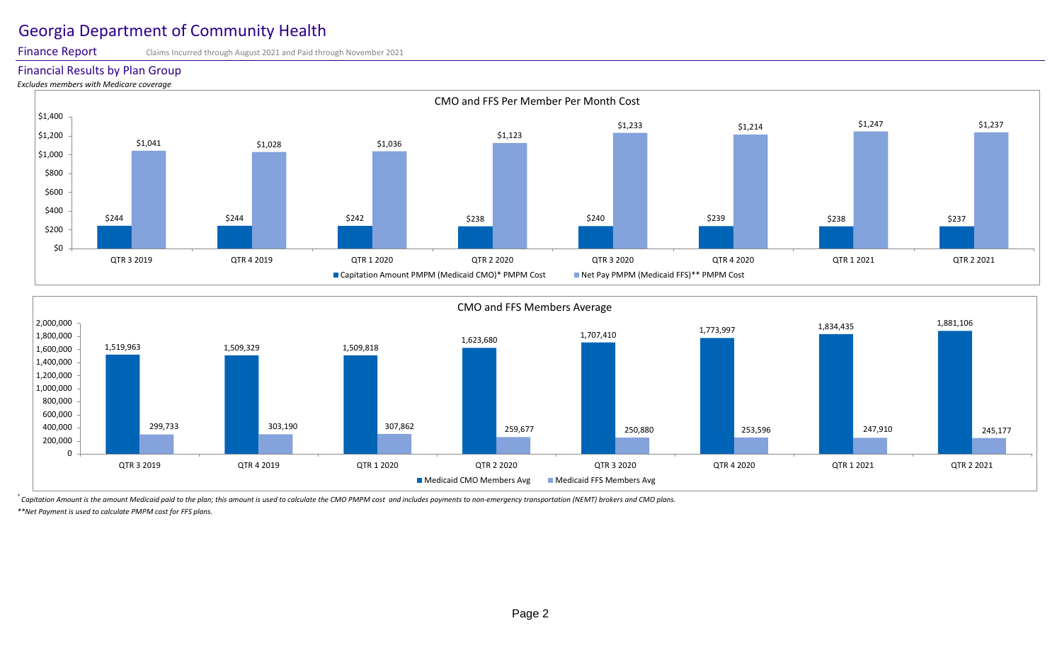# Georgia Department of Community Health

**Finance Report** Claims Incurred through August 2021 and Paid through November 2021

## Financial Results by Plan Group

*Excludes members with Medicare coverage*

### CMO and FFS Per Member Per Month Cost

| | QTR 3 2019 | QTR 4 2019 | QTR 1 2020 | QTR 2 2020 | QTR 3 2020 | QTR 4 2020 | QTR 1 2021 | QTR 2 2021 |
|---|---|---|---|---|---|---|---|---|
| Capitation Amount PMPM (Medicaid CMO)* PMPM Cost | $244 | $244 | $242 | $238 | $240 | $239 | $238 | $237 |
| Net Pay PMPM (Medicaid FFS)** PMPM Cost | $1,041 | $1,028 | $1,036 | $1,123 | $1,233 | $1,214 | $1,247 | $1,237 |

### CMO and FFS Members Average

| | QTR 3 2019 | QTR 4 2019 | QTR 1 2020 | QTR 2 2020 | QTR 3 2020 | QTR 4 2020 | QTR 1 2021 | QTR 2 2021 |
|---|---|---|---|---|---|---|---|---|
| Medicaid CMO Members Avg | 1,519,963 | 1,509,329 | 1,509,818 | 1,623,680 | 1,707,410 | 1,773,997 | 1,834,435 | 1,881,106 |
| Medicaid FFS Members Avg | 299,733 | 303,190 | 307,862 | 259,677 | 250,880 | 253,596 | 247,910 | 245,177 |

*\* Capitation Amount is the amount Medicaid paid to the plan; this amount is used to calculate the CMO PMPM cost and includes payments to non-emergency transportation (NEMT) brokers and CMO plans.*

*\*\*Net Payment is used to calculate PMPM cost for FFS plans.*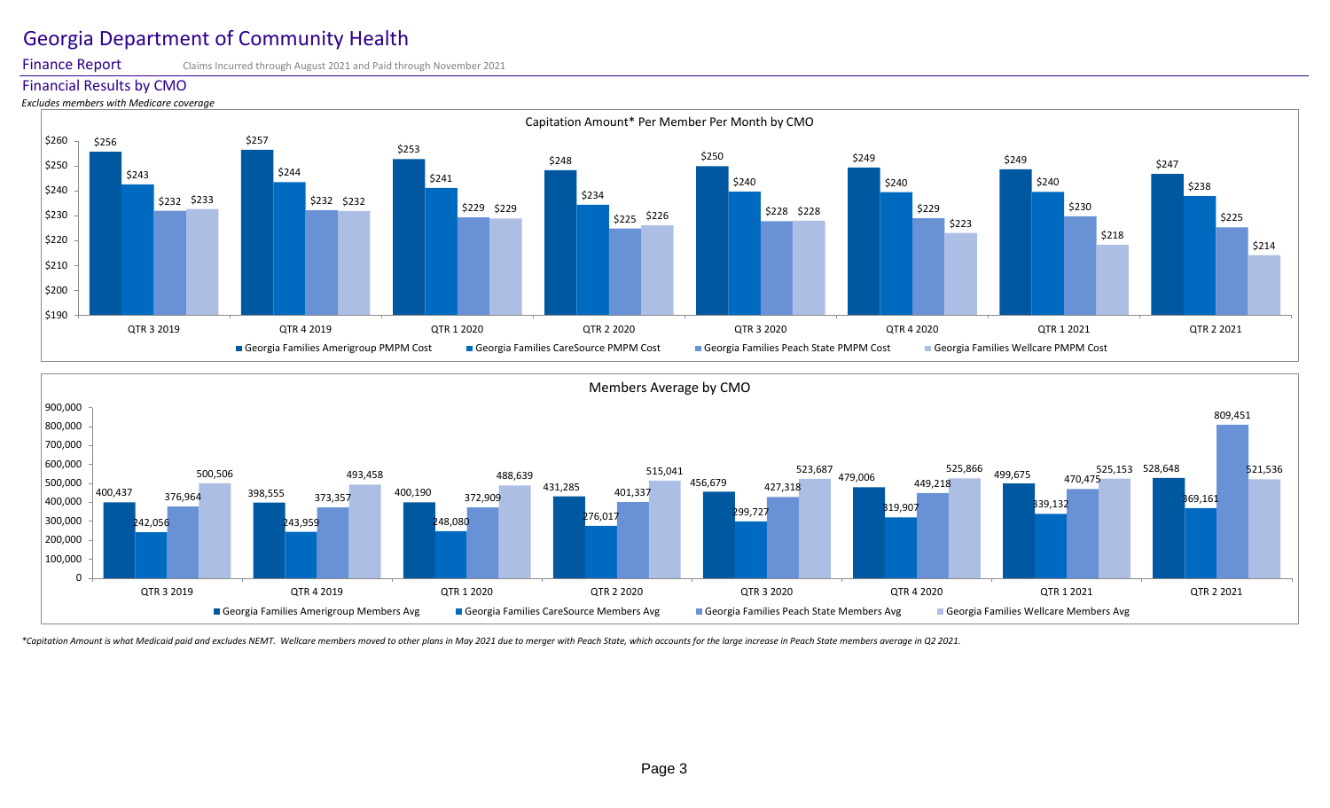# Georgia Department of Community Health

## Finance Report

Claims Incurred through August 2021 and Paid through November 2021

### Financial Results by CMO

*Excludes members with Medicare coverage*

**Capitation Amount* Per Member Per Month by CMO**

| Quarter | Georgia Families Amerigroup PMPM Cost | Georgia Families CareSource PMPM Cost | Georgia Families Peach State PMPM Cost | Georgia Families Wellcare PMPM Cost |
|---|---|---|---|---|
| QTR 3 2019 | $256 | $243 | $232 | $233 |
| QTR 4 2019 | $257 | $244 | $232 | $232 |
| QTR 1 2020 | $253 | $241 | $229 | $229 |
| QTR 2 2020 | $248 | $234 | $225 | $226 |
| QTR 3 2020 | $250 | $240 | $228 | $228 |
| QTR 4 2020 | $249 | $240 | $229 | $223 |
| QTR 1 2021 | $249 | $240 | $230 | $218 |
| QTR 2 2021 | $247 | $238 | $225 | $214 |

**Members Average by CMO**

| Quarter | Georgia Families Amerigroup Members Avg | Georgia Families CareSource Members Avg | Georgia Families Peach State Members Avg | Georgia Families Wellcare Members Avg |
|---|---|---|---|---|
| QTR 3 2019 | 400,437 | 242,056 | 376,964 | 500,506 |
| QTR 4 2019 | 398,555 | 243,959 | 373,357 | 493,458 |
| QTR 1 2020 | 400,190 | 248,080 | 372,909 | 488,639 |
| QTR 2 2020 | 431,285 | 276,017 | 401,337 | 515,041 |
| QTR 3 2020 | 456,679 | 299,727 | 427,318 | 523,687 |
| QTR 4 2020 | 479,006 | 319,907 | 449,218 | 525,866 |
| QTR 1 2021 | 499,675 | 339,132 | 470,475 | 525,153 |
| QTR 2 2021 | 528,648 | 369,161 | 809,451 | 521,536 |

*\*Capitation Amount is what Medicaid paid and excludes NEMT. Wellcare members moved to other plans in May 2021 due to merger with Peach State, which accounts for the large increase in Peach State members average in Q2 2021.*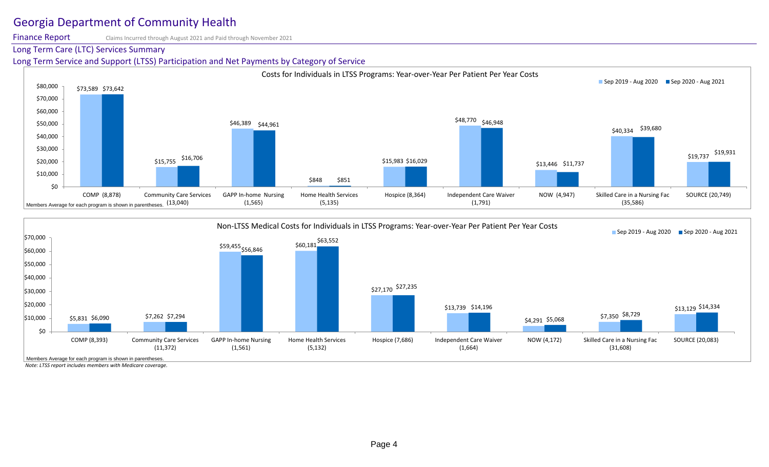# Georgia Department of Community Health

**Finance Report** Claims Incurred through August 2021 and Paid through November 2021

## Long Term Care (LTC) Services Summary

### Long Term Service and Support (LTSS) Participation and Net Payments by Category of Service

Costs for Individuals in LTSS Programs: Year-over-Year Per Patient Per Year Costs

Sep 2019 - Aug 2020
Sep 2020 - Aug 2021

$80,000
$70,000
$60,000
$50,000
$40,000
$30,000
$20,000
$10,000
$0

COMP (8,878): $73,589 $73,642
Community Care Services (13,040): $15,755 $16,706
GAPP In-home Nursing (1,565): $46,389 $44,961
Home Health Services (5,135): $848 $851
Hospice (8,364): $15,983 $16,029
Independent Care Waiver (1,791): $48,770 $46,948
NOW (4,947): $13,446 $11,737
Skilled Care in a Nursing Fac (35,586): $40,334 $39,680
SOURCE (20,749): $19,737 $19,931

Members Average for each program is shown in parentheses.

Non-LTSS Medical Costs for Individuals in LTSS Programs: Year-over-Year Per Patient Per Year Costs

Sep 2019 - Aug 2020
Sep 2020 - Aug 2021

$70,000
$60,000
$50,000
$40,000
$30,000
$20,000
$10,000
$0

COMP (8,393): $5,831 $6,090
Community Care Services (11,372): $7,262 $7,294
GAPP In-home Nursing (1,561): $59,455 $56,846
Home Health Services (5,132): $60,181 $63,552
Hospice (7,686): $27,170 $27,235
Independent Care Waiver (1,664): $13,739 $14,196
NOW (4,172): $4,291 $5,068
Skilled Care in a Nursing Fac (31,608): $7,350 $8,729
SOURCE (20,083): $13,129 $14,334

Members Average for each program is shown in parentheses.

*Note: LTSS report includes members with Medicare coverage.*